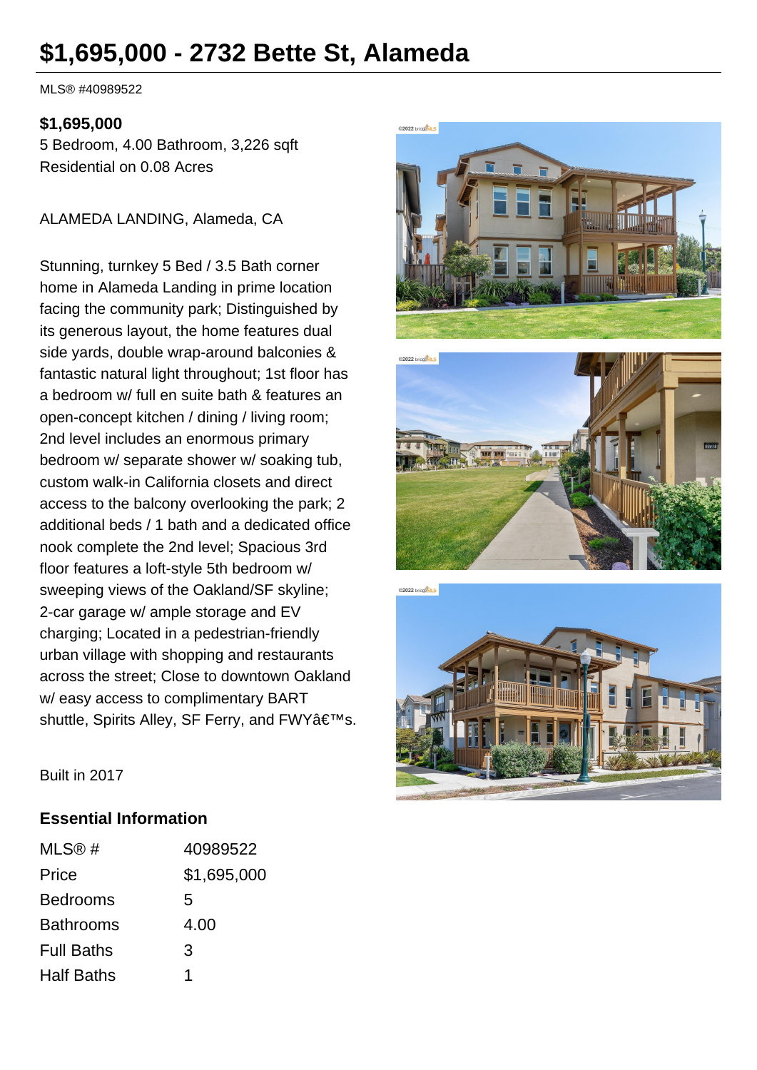# $1,695,000 - 2732 Bette St, Alameda

MLS® #40989522

**$1,695,000**
5 Bedroom, 4.00 Bathroom, 3,226 sqft
Residential on 0.08 Acres

ALAMEDA LANDING, Alameda, CA

Stunning, turnkey 5 Bed / 3.5 Bath corner home in Alameda Landing in prime location facing the community park; Distinguished by its generous layout, the home features dual side yards, double wrap-around balconies & fantastic natural light throughout; 1st floor has a bedroom w/ full en suite bath & features an open-concept kitchen / dining / living room; 2nd level includes an enormous primary bedroom w/ separate shower w/ soaking tub, custom walk-in California closets and direct access to the balcony overlooking the park; 2 additional beds / 1 bath and a dedicated office nook complete the 2nd level; Spacious 3rd floor features a loft-style 5th bedroom w/ sweeping views of the Oakland/SF skyline; 2-car garage w/ ample storage and EV charging; Located in a pedestrian-friendly urban village with shopping and restaurants across the street; Close to downtown Oakland w/ easy access to complimentary BART shuttle, Spirits Alley, SF Ferry, and FWYâ€™s.

Built in 2017

## Essential Information

| | |
|---|---|
| MLS® # | 40989522 |
| Price | $1,695,000 |
| Bedrooms | 5 |
| Bathrooms | 4.00 |
| Full Baths | 3 |
| Half Baths | 1 |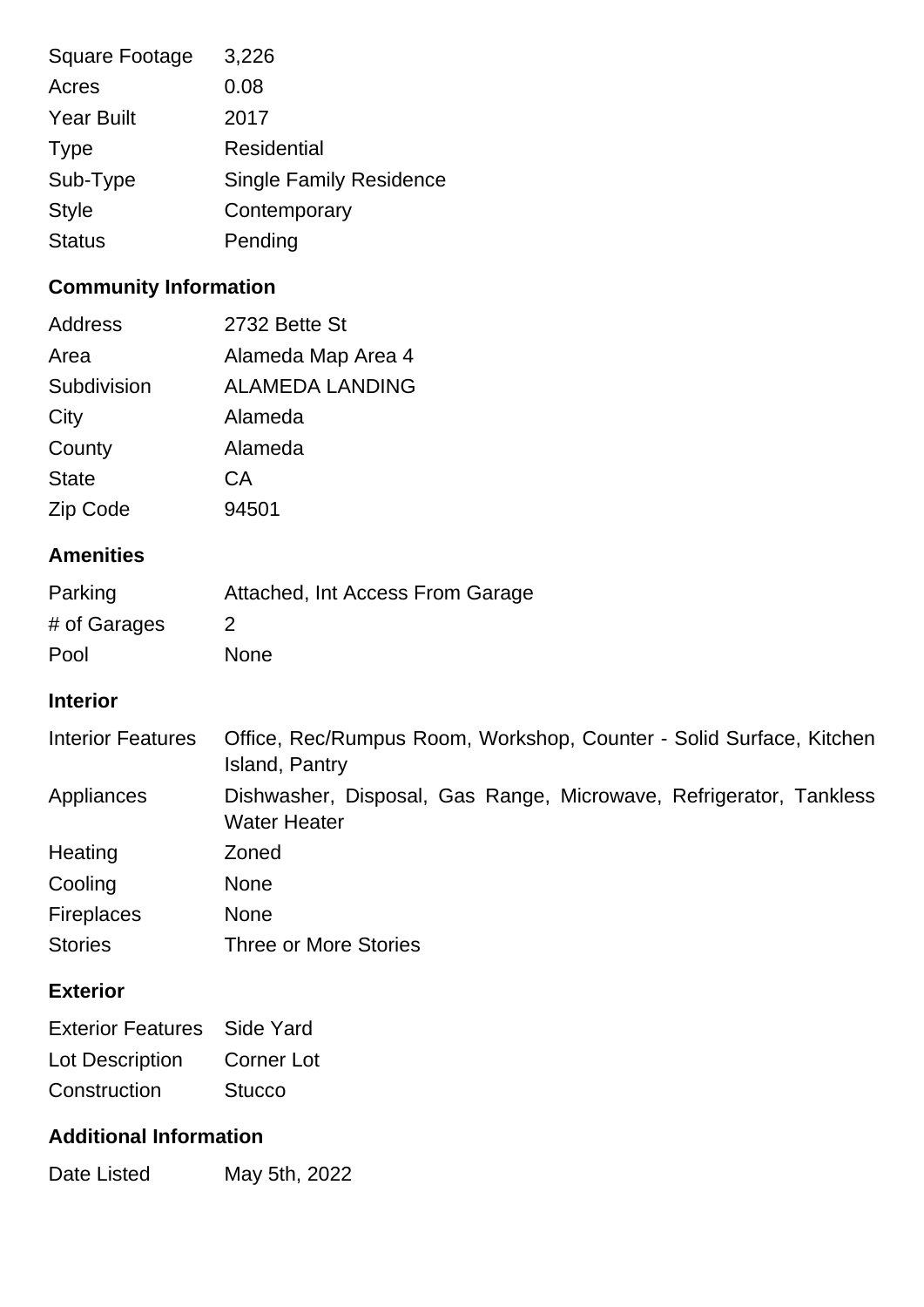| | |
|---|---|
| Square Footage | 3,226 |
| Acres | 0.08 |
| Year Built | 2017 |
| Type | Residential |
| Sub-Type | Single Family Residence |
| Style | Contemporary |
| Status | Pending |

## Community Information

| | |
|---|---|
| Address | 2732 Bette St |
| Area | Alameda Map Area 4 |
| Subdivision | ALAMEDA LANDING |
| City | Alameda |
| County | Alameda |
| State | CA |
| Zip Code | 94501 |

## Amenities

| | |
|---|---|
| Parking | Attached, Int Access From Garage |
| # of Garages | 2 |
| Pool | None |

## Interior

| | |
|---|---|
| Interior Features | Office, Rec/Rumpus Room, Workshop, Counter - Solid Surface, Kitchen Island, Pantry |
| Appliances | Dishwasher, Disposal, Gas Range, Microwave, Refrigerator, Tankless Water Heater |
| Heating | Zoned |
| Cooling | None |
| Fireplaces | None |
| Stories | Three or More Stories |

## Exterior

| | |
|---|---|
| Exterior Features | Side Yard |
| Lot Description | Corner Lot |
| Construction | Stucco |

## Additional Information

| | |
|---|---|
| Date Listed | May 5th, 2022 |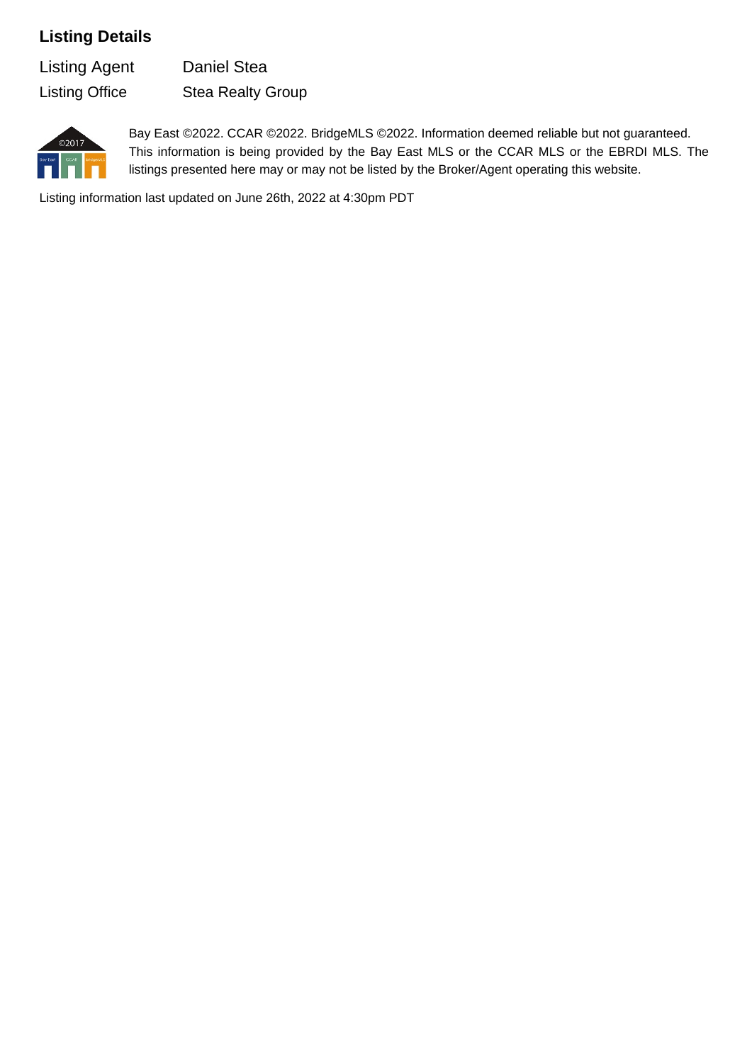### Listing Details

| | |
|---|---|
| Listing Agent | Daniel Stea |
| Listing Office | Stea Realty Group |

Bay East ©2022. CCAR ©2022. BridgeMLS ©2022. Information deemed reliable but not guaranteed. This information is being provided by the Bay East MLS or the CCAR MLS or the EBRDI MLS. The listings presented here may or may not be listed by the Broker/Agent operating this website.

Listing information last updated on June 26th, 2022 at 4:30pm PDT